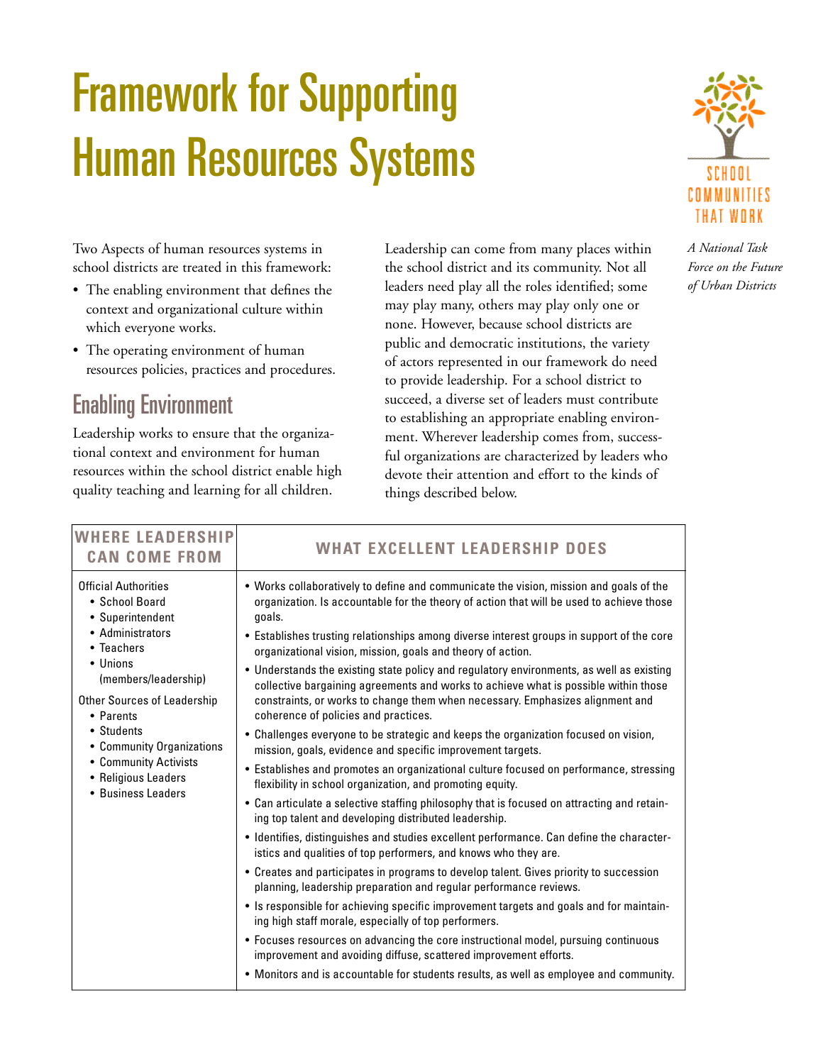# Framework for Supporting Human Resources Systems

SCHOOL COMMUNITIES THAT WORK

*A National Task Force on the Future of Urban Districts*

Two Aspects of human resources systems in school districts are treated in this framework:

- The enabling environment that defines the context and organizational culture within which everyone works.
- The operating environment of human resources policies, practices and procedures.

## Enabling Environment

Leadership works to ensure that the organizational context and environment for human resources within the school district enable high quality teaching and learning for all children.

Leadership can come from many places within the school district and its community. Not all leaders need play all the roles identified; some may play many, others may play only one or none. However, because school districts are public and democratic institutions, the variety of actors represented in our framework do need to provide leadership. For a school district to succeed, a diverse set of leaders must contribute to establishing an appropriate enabling environment. Wherever leadership comes from, successful organizations are characterized by leaders who devote their attention and effort to the kinds of things described below.

| WHERE LEADERSHIP CAN COME FROM | WHAT EXCELLENT LEADERSHIP DOES |
|---|---|
| Official Authorities<br>• School Board<br>• Superintendent<br>• Administrators<br>• Teachers<br>• Unions (members/leadership)<br><br>Other Sources of Leadership<br>• Parents<br>• Students<br>• Community Organizations<br>• Community Activists<br>• Religious Leaders<br>• Business Leaders | • Works collaboratively to define and communicate the vision, mission and goals of the organization. Is accountable for the theory of action that will be used to achieve those goals.<br>• Establishes trusting relationships among diverse interest groups in support of the core organizational vision, mission, goals and theory of action.<br>• Understands the existing state policy and regulatory environments, as well as existing collective bargaining agreements and works to achieve what is possible within those constraints, or works to change them when necessary. Emphasizes alignment and coherence of policies and practices.<br>• Challenges everyone to be strategic and keeps the organization focused on vision, mission, goals, evidence and specific improvement targets.<br>• Establishes and promotes an organizational culture focused on performance, stressing flexibility in school organization, and promoting equity.<br>• Can articulate a selective staffing philosophy that is focused on attracting and retaining top talent and developing distributed leadership.<br>• Identifies, distinguishes and studies excellent performance. Can define the characteristics and qualities of top performers, and knows who they are.<br>• Creates and participates in programs to develop talent. Gives priority to succession planning, leadership preparation and regular performance reviews.<br>• Is responsible for achieving specific improvement targets and goals and for maintaining high staff morale, especially of top performers.<br>• Focuses resources on advancing the core instructional model, pursuing continuous improvement and avoiding diffuse, scattered improvement efforts.<br>• Monitors and is accountable for students results, as well as employee and community. |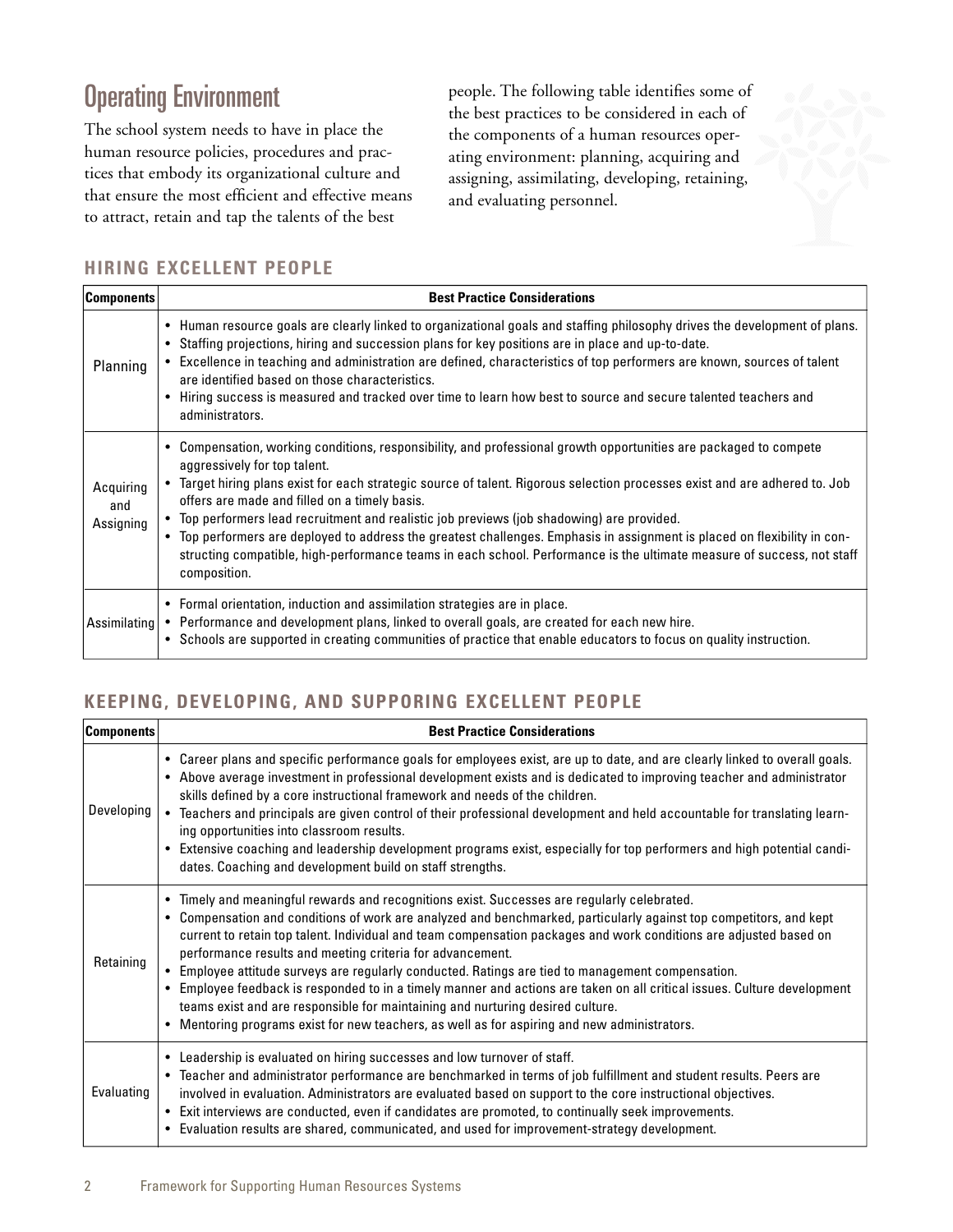## Operating Environment

The school system needs to have in place the human resource policies, procedures and practices that embody its organizational culture and that ensure the most efficient and effective means to attract, retain and tap the talents of the best people. The following table identifies some of the best practices to be considered in each of the components of a human resources operating environment: planning, acquiring and assigning, assimilating, developing, retaining, and evaluating personnel.

### HIRING EXCELLENT PEOPLE

| Components | Best Practice Considerations |
|---|---|
| Planning | • Human resource goals are clearly linked to organizational goals and staffing philosophy drives the development of plans.<br>• Staffing projections, hiring and succession plans for key positions are in place and up-to-date.<br>• Excellence in teaching and administration are defined, characteristics of top performers are known, sources of talent are identified based on those characteristics.<br>• Hiring success is measured and tracked over time to learn how best to source and secure talented teachers and administrators. |
| Acquiring and Assigning | • Compensation, working conditions, responsibility, and professional growth opportunities are packaged to compete aggressively for top talent.<br>• Target hiring plans exist for each strategic source of talent. Rigorous selection processes exist and are adhered to. Job offers are made and filled on a timely basis.<br>• Top performers lead recruitment and realistic job previews (job shadowing) are provided.<br>• Top performers are deployed to address the greatest challenges. Emphasis in assignment is placed on flexibility in constructing compatible, high-performance teams in each school. Performance is the ultimate measure of success, not staff composition. |
| Assimilating | • Formal orientation, induction and assimilation strategies are in place.<br>• Performance and development plans, linked to overall goals, are created for each new hire.<br>• Schools are supported in creating communities of practice that enable educators to focus on quality instruction. |

### KEEPING, DEVELOPING, AND SUPPORING EXCELLENT PEOPLE

| Components | Best Practice Considerations |
|---|---|
| Developing | • Career plans and specific performance goals for employees exist, are up to date, and are clearly linked to overall goals.<br>• Above average investment in professional development exists and is dedicated to improving teacher and administrator skills defined by a core instructional framework and needs of the children.<br>• Teachers and principals are given control of their professional development and held accountable for translating learning opportunities into classroom results.<br>• Extensive coaching and leadership development programs exist, especially for top performers and high potential candidates. Coaching and development build on staff strengths. |
| Retaining | • Timely and meaningful rewards and recognitions exist. Successes are regularly celebrated.<br>• Compensation and conditions of work are analyzed and benchmarked, particularly against top competitors, and kept current to retain top talent. Individual and team compensation packages and work conditions are adjusted based on performance results and meeting criteria for advancement.<br>• Employee attitude surveys are regularly conducted. Ratings are tied to management compensation.<br>• Employee feedback is responded to in a timely manner and actions are taken on all critical issues. Culture development teams exist and are responsible for maintaining and nurturing desired culture.<br>• Mentoring programs exist for new teachers, as well as for aspiring and new administrators. |
| Evaluating | • Leadership is evaluated on hiring successes and low turnover of staff.<br>• Teacher and administrator performance are benchmarked in terms of job fulfillment and student results. Peers are involved in evaluation. Administrators are evaluated based on support to the core instructional objectives.<br>• Exit interviews are conducted, even if candidates are promoted, to continually seek improvements.<br>• Evaluation results are shared, communicated, and used for improvement-strategy development. |